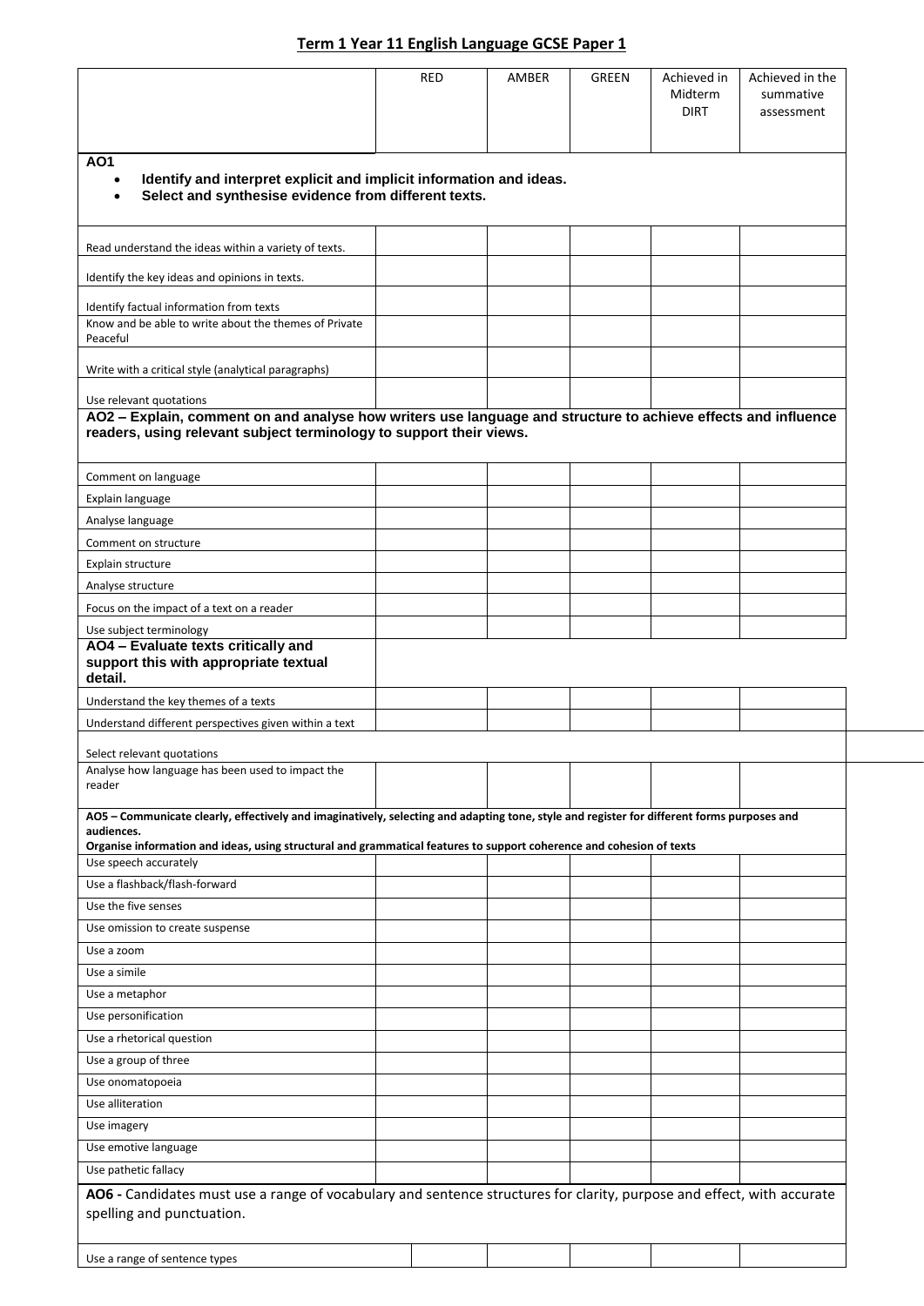# Term 1 Year 11 English Language GCSE Paper 1

| | RED | AMBER | GREEN | Achieved in Midterm DIRT | Achieved in the summative assessment |
|---|---|---|---|---|---|
| **AO1**<br>• **Identify and interpret explicit and implicit information and ideas.**<br>• **Select and synthesise evidence from different texts.** | | | | | |
| Read understand the ideas within a variety of texts. | | | | | |
| Identify the key ideas and opinions in texts. | | | | | |
| Identify factual information from texts | | | | | |
| Know and be able to write about the themes of Private Peaceful | | | | | |
| Write with a critical style (analytical paragraphs) | | | | | |
| Use relevant quotations | | | | | |
| **AO2 – Explain, comment on and analyse how writers use language and structure to achieve effects and influence readers, using relevant subject terminology to support their views.** | | | | | |
| Comment on language | | | | | |
| Explain language | | | | | |
| Analyse language | | | | | |
| Comment on structure | | | | | |
| Explain structure | | | | | |
| Analyse structure | | | | | |
| Focus on the impact of a text on a reader | | | | | |
| Use subject terminology | | | | | |
| **AO4 – Evaluate texts critically and support this with appropriate textual detail.** | | | | | |
| Understand the key themes of a texts | | | | | |
| Understand different perspectives given within a text | | | | | |
| Select relevant quotations | | | | | |
| Analyse how language has been used to impact the reader | | | | | |
| **AO5 – Communicate clearly, effectively and imaginatively, selecting and adapting tone, style and register for different forms purposes and audiences.**<br>**Organise information and ideas, using structural and grammatical features to support coherence and cohesion of texts** | | | | | |
| Use speech accurately | | | | | |
| Use a flashback/flash-forward | | | | | |
| Use the five senses | | | | | |
| Use omission to create suspense | | | | | |
| Use a zoom | | | | | |
| Use a simile | | | | | |
| Use a metaphor | | | | | |
| Use personification | | | | | |
| Use a rhetorical question | | | | | |
| Use a group of three | | | | | |
| Use onomatopoeia | | | | | |
| Use alliteration | | | | | |
| Use imagery | | | | | |
| Use emotive language | | | | | |
| Use pathetic fallacy | | | | | |
| **AO6 -** Candidates must use a range of vocabulary and sentence structures for clarity, purpose and effect, with accurate spelling and punctuation. | | | | | |
| Use a range of sentence types | | | | | |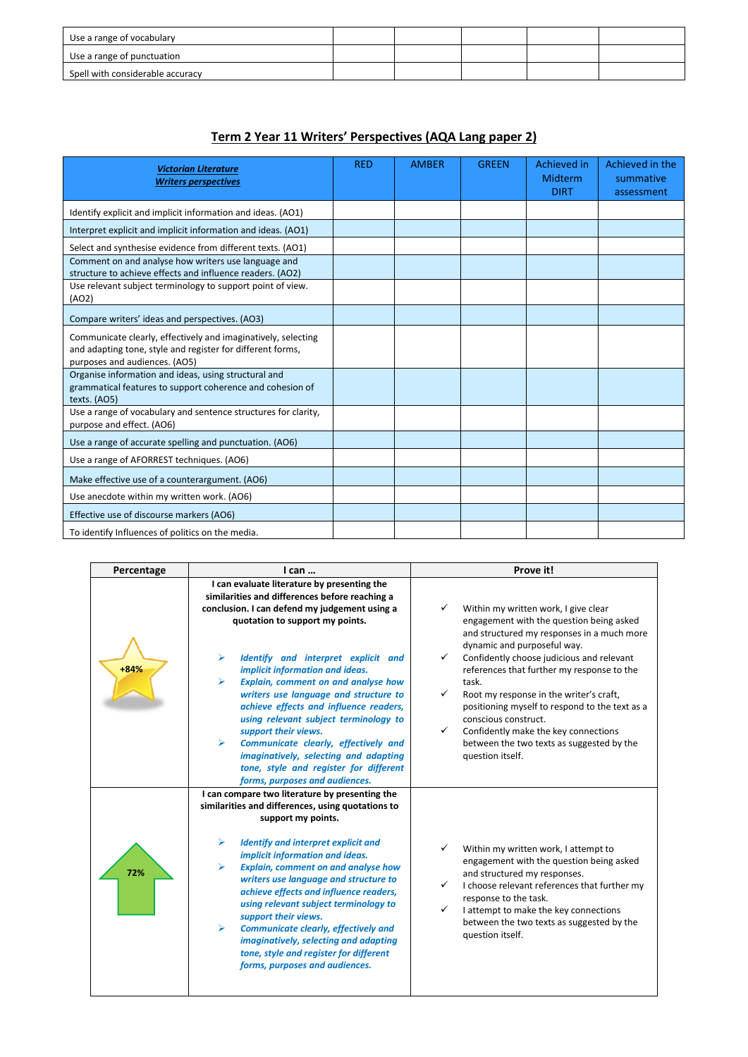| | | | | | |
|---|---|---|---|---|---|
| Use a range of vocabulary | | | | | |
| Use a range of punctuation | | | | | |
| Spell with considerable accuracy | | | | | |

## Term 2 Year 11 Writers' Perspectives (AQA Lang paper 2)

| ***Victorian Literature Writers perspectives*** | RED | AMBER | GREEN | Achieved in Midterm DIRT | Achieved in the summative assessment |
|---|---|---|---|---|---|
| Identify explicit and implicit information and ideas. (AO1) | | | | | |
| Interpret explicit and implicit information and ideas. (AO1) | | | | | |
| Select and synthesise evidence from different texts. (AO1) | | | | | |
| Comment on and analyse how writers use language and structure to achieve effects and influence readers. (AO2) | | | | | |
| Use relevant subject terminology to support point of view. (AO2) | | | | | |
| Compare writers' ideas and perspectives. (AO3) | | | | | |
| Communicate clearly, effectively and imaginatively, selecting and adapting tone, style and register for different forms, purposes and audiences. (AO5) | | | | | |
| Organise information and ideas, using structural and grammatical features to support coherence and cohesion of texts. (AO5) | | | | | |
| Use a range of vocabulary and sentence structures for clarity, purpose and effect. (AO6) | | | | | |
| Use a range of accurate spelling and punctuation. (AO6) | | | | | |
| Use a range of AFORREST techniques. (AO6) | | | | | |
| Make effective use of a counterargument. (AO6) | | | | | |
| Use anecdote within my written work. (AO6) | | | | | |
| Effective use of discourse markers (AO6) | | | | | |
| To identify Influences of politics on the media. | | | | | |

| Percentage | I can … | Prove it! |
|---|---|---|
| +84% | **I can evaluate literature by presenting the similarities and differences before reaching a conclusion. I can defend my judgement using a quotation to support my points.**<br>➢ ***Identify and interpret explicit and implicit information and ideas.***<br>➢ ***Explain, comment on and analyse how writers use language and structure to achieve effects and influence readers, using relevant subject terminology to support their views.***<br>➢ ***Communicate clearly, effectively and imaginatively, selecting and adapting tone, style and register for different forms, purposes and audiences.*** | ✓ Within my written work, I give clear engagement with the question being asked and structured my responses in a much more dynamic and purposeful way.<br>✓ Confidently choose judicious and relevant references that further my response to the task.<br>✓ Root my response in the writer's craft, positioning myself to respond to the text as a conscious construct.<br>✓ Confidently make the key connections between the two texts as suggested by the question itself. |
| 72% | **I can compare two literature by presenting the similarities and differences, using quotations to support my points.**<br>➢ ***Identify and interpret explicit and implicit information and ideas.***<br>➢ ***Explain, comment on and analyse how writers use language and structure to achieve effects and influence readers, using relevant subject terminology to support their views.***<br>➢ ***Communicate clearly, effectively and imaginatively, selecting and adapting tone, style and register for different forms, purposes and audiences.*** | ✓ Within my written work, I attempt to engagement with the question being asked and structured my responses.<br>✓ I choose relevant references that further my response to the task.<br>✓ I attempt to make the key connections between the two texts as suggested by the question itself. |